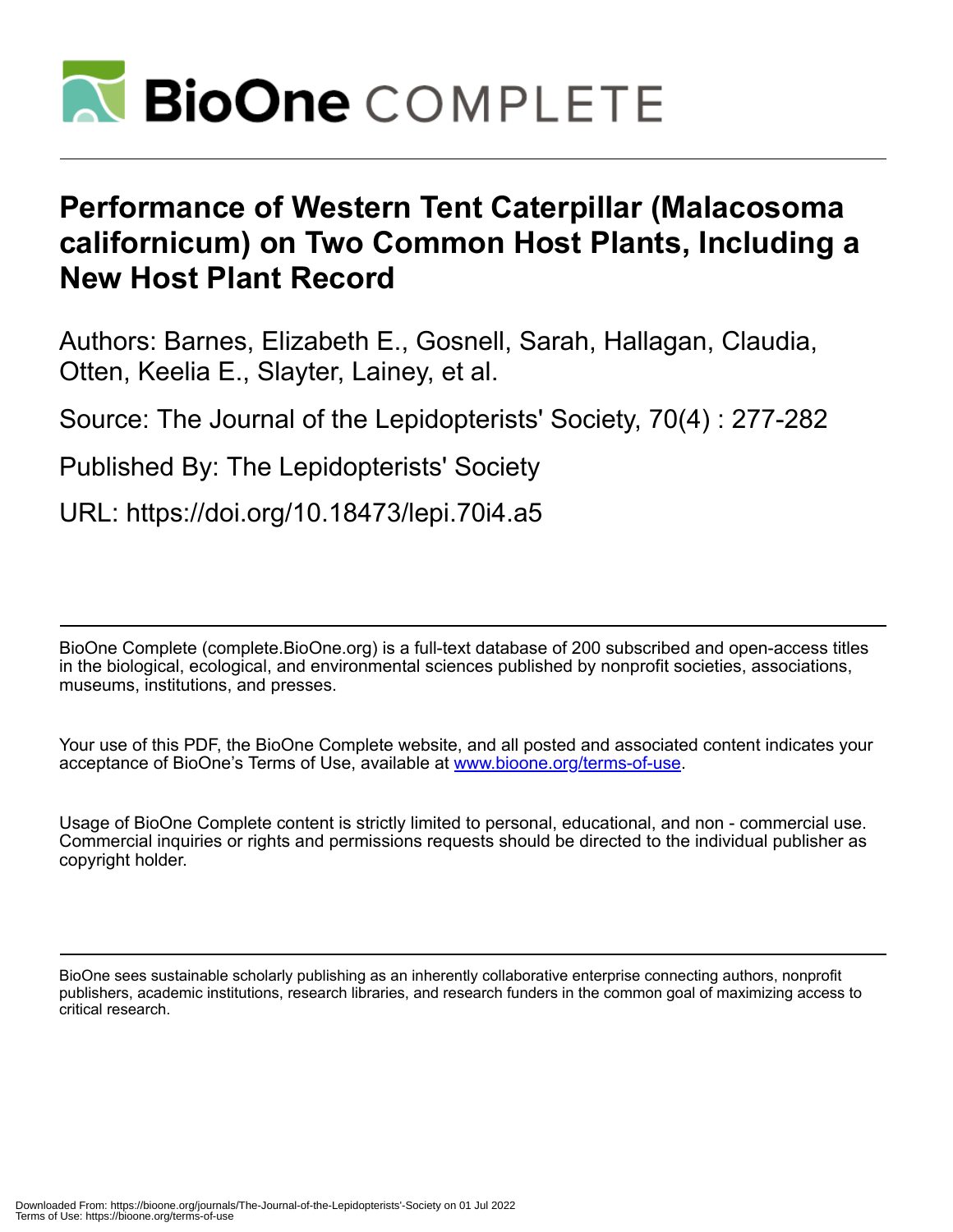# Performance of Western Tent Caterpillar (Malacosoma californicum) on Two Common Host Plants, Including a New Host Plant Record

Authors: Barnes, Elizabeth E., Gosnell, Sarah, Hallagan, Claudia, Otten, Keelia E., Slayter, Lainey, et al.

Source: The Journal of the Lepidopterists' Society, 70(4) : 277-282

Published By: The Lepidopterists' Society

URL: https://doi.org/10.18473/lepi.70i4.a5

BioOne Complete (complete.BioOne.org) is a full-text database of 200 subscribed and open-access titles in the biological, ecological, and environmental sciences published by nonprofit societies, associations, museums, institutions, and presses.

Your use of this PDF, the BioOne Complete website, and all posted and associated content indicates your acceptance of BioOne's Terms of Use, available at www.bioone.org/terms-of-use.

Usage of BioOne Complete content is strictly limited to personal, educational, and non - commercial use. Commercial inquiries or rights and permissions requests should be directed to the individual publisher as copyright holder.

BioOne sees sustainable scholarly publishing as an inherently collaborative enterprise connecting authors, nonprofit publishers, academic institutions, research libraries, and research funders in the common goal of maximizing access to critical research.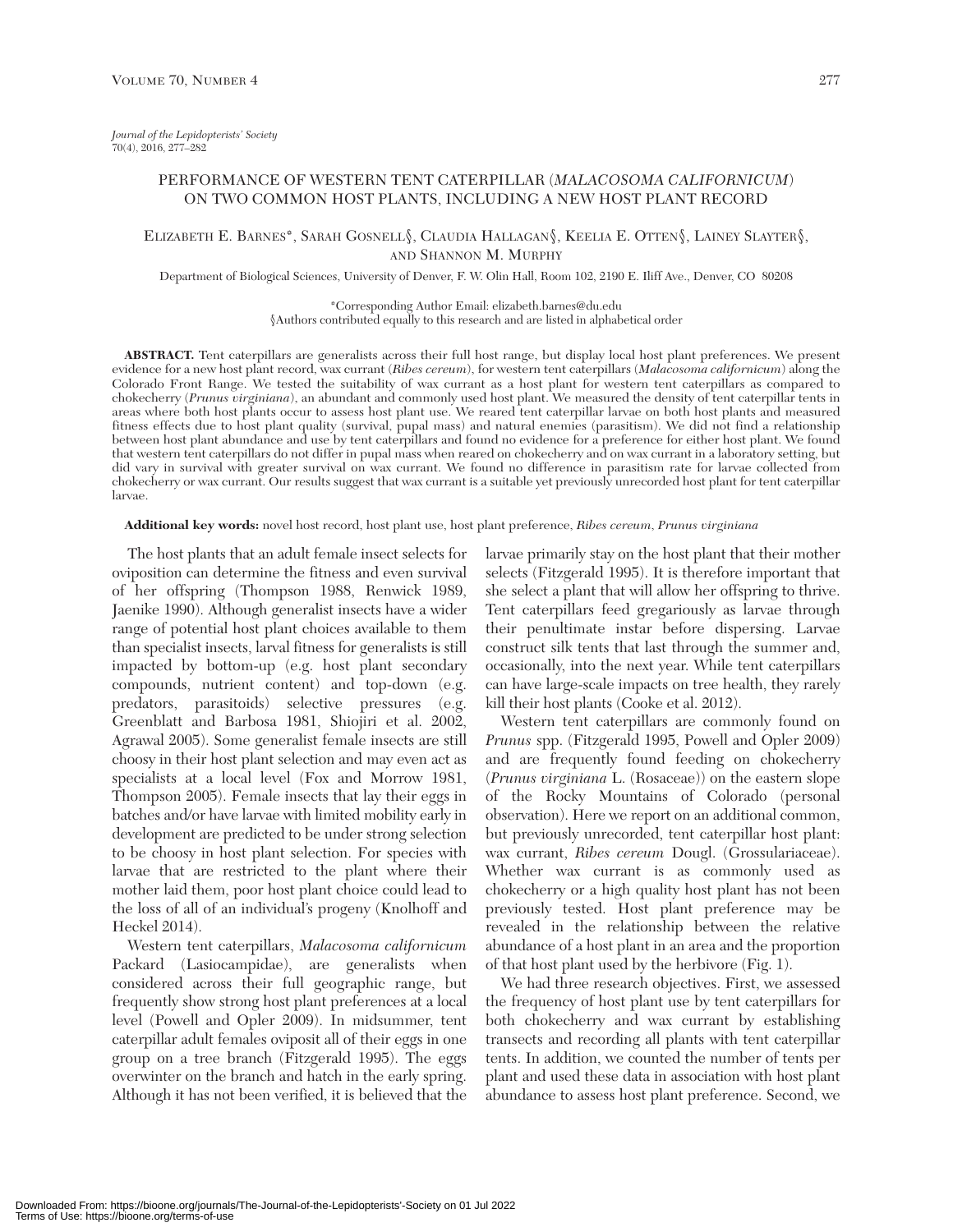*Journal of the Lepidopterists' Society*
70(4), 2016, 277–282

# PERFORMANCE OF WESTERN TENT CATERPILLAR (*MALACOSOMA CALIFORNICUM*) ON TWO COMMON HOST PLANTS, INCLUDING A NEW HOST PLANT RECORD

ELIZABETH E. BARNES*, SARAH GOSNELL§, CLAUDIA HALLAGAN§, KEELIA E. OTTEN§, LAINEY SLAYTER§, AND SHANNON M. MURPHY

Department of Biological Sciences, University of Denver, F. W. Olin Hall, Room 102, 2190 E. Iliff Ave., Denver, CO 80208

*Corresponding Author Email: elizabeth.barnes@du.edu
§Authors contributed equally to this research and are listed in alphabetical order

**ABSTRACT.** Tent caterpillars are generalists across their full host range, but display local host plant preferences. We present evidence for a new host plant record, wax currant (*Ribes cereum*), for western tent caterpillars (*Malacosoma californicum*) along the Colorado Front Range. We tested the suitability of wax currant as a host plant for western tent caterpillars as compared to chokecherry (*Prunus virginiana*), an abundant and commonly used host plant. We measured the density of tent caterpillar tents in areas where both host plants occur to assess host plant use. We reared tent caterpillar larvae on both host plants and measured fitness effects due to host plant quality (survival, pupal mass) and natural enemies (parasitism). We did not find a relationship between host plant abundance and use by tent caterpillars and found no evidence for a preference for either host plant. We found that western tent caterpillars do not differ in pupal mass when reared on chokecherry and on wax currant in a laboratory setting, but did vary in survival with greater survival on wax currant. We found no difference in parasitism rate for larvae collected from chokecherry or wax currant. Our results suggest that wax currant is a suitable yet previously unrecorded host plant for tent caterpillar larvae.

**Additional key words:** novel host record, host plant use, host plant preference, *Ribes cereum*, *Prunus virginiana*

The host plants that an adult female insect selects for oviposition can determine the fitness and even survival of her offspring (Thompson 1988, Renwick 1989, Jaenike 1990). Although generalist insects have a wider range of potential host plant choices available to them than specialist insects, larval fitness for generalists is still impacted by bottom-up (e.g. host plant secondary compounds, nutrient content) and top-down (e.g. predators, parasitoids) selective pressures (e.g. Greenblatt and Barbosa 1981, Shiojiri et al. 2002, Agrawal 2005). Some generalist female insects are still choosy in their host plant selection and may even act as specialists at a local level (Fox and Morrow 1981, Thompson 2005). Female insects that lay their eggs in batches and/or have larvae with limited mobility early in development are predicted to be under strong selection to be choosy in host plant selection. For species with larvae that are restricted to the plant where their mother laid them, poor host plant choice could lead to the loss of all of an individual's progeny (Knolhoff and Heckel 2014).

Western tent caterpillars, *Malacosoma californicum* Packard (Lasiocampidae), are generalists when considered across their full geographic range, but frequently show strong host plant preferences at a local level (Powell and Opler 2009). In midsummer, tent caterpillar adult females oviposit all of their eggs in one group on a tree branch (Fitzgerald 1995). The eggs overwinter on the branch and hatch in the early spring. Although it has not been verified, it is believed that the larvae primarily stay on the host plant that their mother selects (Fitzgerald 1995). It is therefore important that she select a plant that will allow her offspring to thrive. Tent caterpillars feed gregariously as larvae through their penultimate instar before dispersing. Larvae construct silk tents that last through the summer and, occasionally, into the next year. While tent caterpillars can have large-scale impacts on tree health, they rarely kill their host plants (Cooke et al. 2012).

Western tent caterpillars are commonly found on *Prunus* spp. (Fitzgerald 1995, Powell and Opler 2009) and are frequently found feeding on chokecherry (*Prunus virginiana* L. (Rosaceae)) on the eastern slope of the Rocky Mountains of Colorado (personal observation). Here we report on an additional common, but previously unrecorded, tent caterpillar host plant: wax currant, *Ribes cereum* Dougl. (Grossulariaceae). Whether wax currant is as commonly used as chokecherry or a high quality host plant has not been previously tested. Host plant preference may be revealed in the relationship between the relative abundance of a host plant in an area and the proportion of that host plant used by the herbivore (Fig. 1).

We had three research objectives. First, we assessed the frequency of host plant use by tent caterpillars for both chokecherry and wax currant by establishing transects and recording all plants with tent caterpillar tents. In addition, we counted the number of tents per plant and used these data in association with host plant abundance to assess host plant preference. Second, we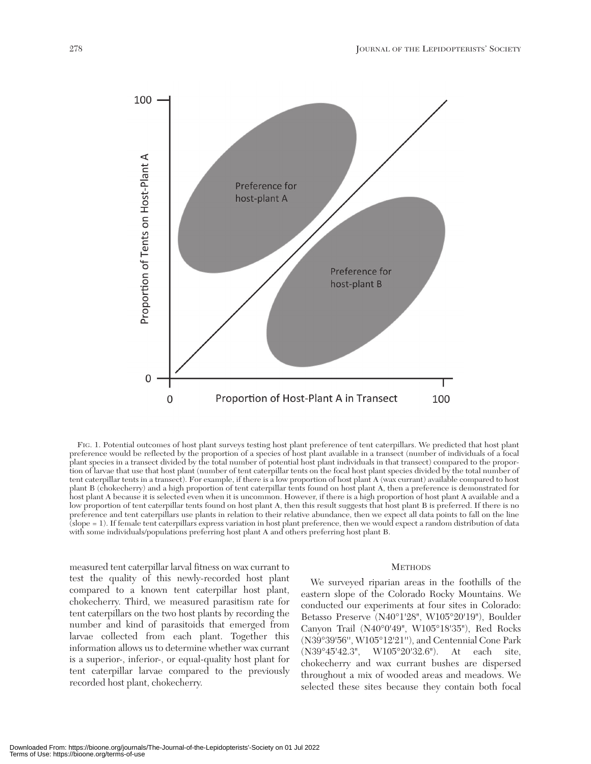FIG. 1. Potential outcomes of host plant surveys testing host plant preference of tent caterpillars. We predicted that host plant preference would be reflected by the proportion of a species of host plant available in a transect (number of individuals of a focal plant species in a transect divided by the total number of potential host plant individuals in that transect) compared to the proportion of larvae that use that host plant (number of tent caterpillar tents on the focal host plant species divided by the total number of tent caterpillar tents in a transect). For example, if there is a low proportion of host plant A (wax currant) available compared to host plant B (chokecherry) and a high proportion of tent caterpillar tents found on host plant A, then a preference is demonstrated for host plant A because it is selected even when it is uncommon. However, if there is a high proportion of host plant A available and a low proportion of tent caterpillar tents found on host plant A, then this result suggests that host plant B is preferred. If there is no preference and tent caterpillars use plants in relation to their relative abundance, then we expect all data points to fall on the line (slope = 1). If female tent caterpillars express variation in host plant preference, then we would expect a random distribution of data with some individuals/populations preferring host plant A and others preferring host plant B.

measured tent caterpillar larval fitness on wax currant to test the quality of this newly-recorded host plant compared to a known tent caterpillar host plant, chokecherry. Third, we measured parasitism rate for tent caterpillars on the two host plants by recording the number and kind of parasitoids that emerged from larvae collected from each plant. Together this information allows us to determine whether wax currant is a superior-, inferior-, or equal-quality host plant for tent caterpillar larvae compared to the previously recorded host plant, chokecherry.

## METHODS

We surveyed riparian areas in the foothills of the eastern slope of the Colorado Rocky Mountains. We conducted our experiments at four sites in Colorado: Betasso Preserve (N40°1'28", W105°20'19"), Boulder Canyon Trail (N40°0'49", W105°18'35"), Red Rocks (N39°39'56", W105°12'21"), and Centennial Cone Park (N39°45'42.3", W105°20'32.6"). At each site, chokecherry and wax currant bushes are dispersed throughout a mix of wooded areas and meadows. We selected these sites because they contain both focal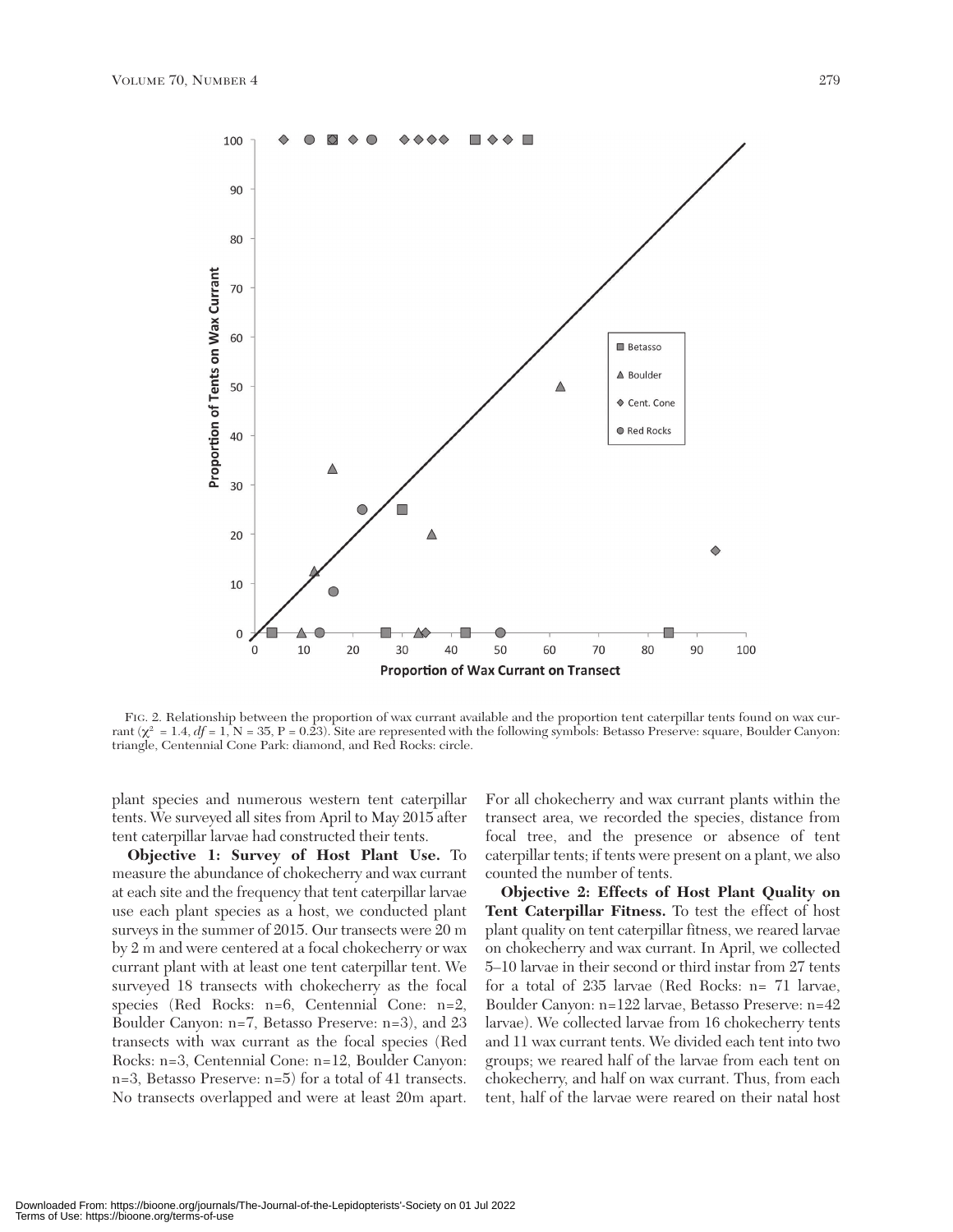FIG. 2. Relationship between the proportion of wax currant available and the proportion tent caterpillar tents found on wax currant ($\chi^2$ = 1.4, *df* = 1, N = 35, P = 0.23). Site are represented with the following symbols: Betasso Preserve: square, Boulder Canyon: triangle, Centennial Cone Park: diamond, and Red Rocks: circle.

plant species and numerous western tent caterpillar tents. We surveyed all sites from April to May 2015 after tent caterpillar larvae had constructed their tents.

**Objective 1: Survey of Host Plant Use.** To measure the abundance of chokecherry and wax currant at each site and the frequency that tent caterpillar larvae use each plant species as a host, we conducted plant surveys in the summer of 2015. Our transects were 20 m by 2 m and were centered at a focal chokecherry or wax currant plant with at least one tent caterpillar tent. We surveyed 18 transects with chokecherry as the focal species (Red Rocks: n=6, Centennial Cone: n=2, Boulder Canyon: n=7, Betasso Preserve: n=3), and 23 transects with wax currant as the focal species (Red Rocks: n=3, Centennial Cone: n=12, Boulder Canyon: n=3, Betasso Preserve: n=5) for a total of 41 transects. No transects overlapped and were at least 20m apart. For all chokecherry and wax currant plants within the transect area, we recorded the species, distance from focal tree, and the presence or absence of tent caterpillar tents; if tents were present on a plant, we also counted the number of tents.

**Objective 2: Effects of Host Plant Quality on Tent Caterpillar Fitness.** To test the effect of host plant quality on tent caterpillar fitness, we reared larvae on chokecherry and wax currant. In April, we collected 5–10 larvae in their second or third instar from 27 tents for a total of 235 larvae (Red Rocks: n= 71 larvae, Boulder Canyon: n=122 larvae, Betasso Preserve: n=42 larvae). We collected larvae from 16 chokecherry tents and 11 wax currant tents. We divided each tent into two groups; we reared half of the larvae from each tent on chokecherry, and half on wax currant. Thus, from each tent, half of the larvae were reared on their natal host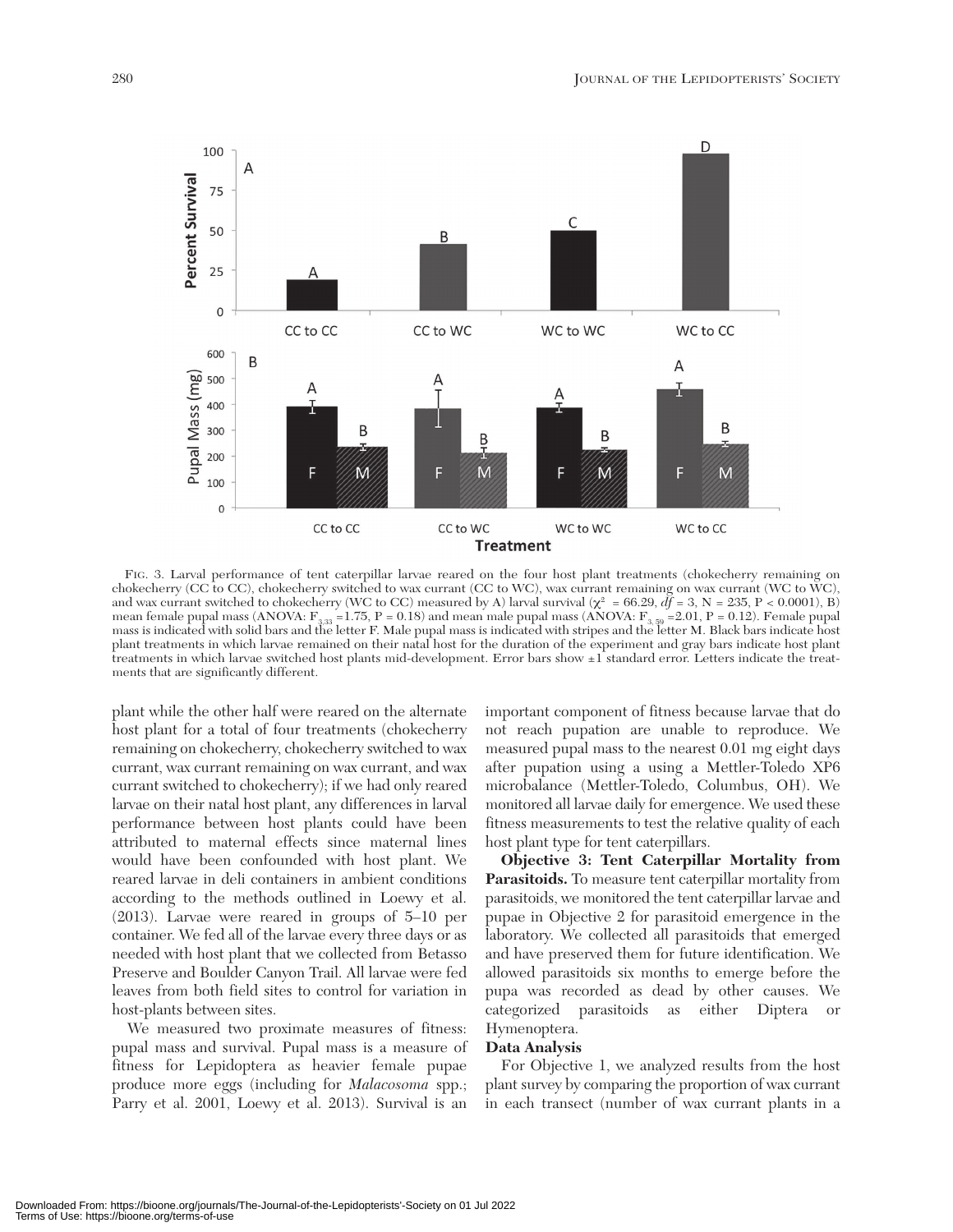FIG. 3. Larval performance of tent caterpillar larvae reared on the four host plant treatments (chokecherry remaining on chokecherry (CC to CC), chokecherry switched to wax currant (CC to WC), wax currant remaining on wax currant (WC to WC), and wax currant switched to chokecherry (WC to CC) measured by A) larval survival ($\chi^2$ = 66.29, $df$ = 3, N = 235, P < 0.0001), B) mean female pupal mass (ANOVA: $F_{3,33}$ =1.75, P = 0.18) and mean male pupal mass (ANOVA: $F_{3,59}$ =2.01, P = 0.12). Female pupal mass is indicated with solid bars and the letter F. Male pupal mass is indicated with stripes and the letter M. Black bars indicate host plant treatments in which larvae remained on their natal host for the duration of the experiment and gray bars indicate host plant treatments in which larvae switched host plants mid-development. Error bars show ±1 standard error. Letters indicate the treatments that are significantly different.

plant while the other half were reared on the alternate host plant for a total of four treatments (chokecherry remaining on chokecherry, chokecherry switched to wax currant, wax currant remaining on wax currant, and wax currant switched to chokecherry); if we had only reared larvae on their natal host plant, any differences in larval performance between host plants could have been attributed to maternal effects since maternal lines would have been confounded with host plant. We reared larvae in deli containers in ambient conditions according to the methods outlined in Loewy et al. (2013). Larvae were reared in groups of 5–10 per container. We fed all of the larvae every three days or as needed with host plant that we collected from Betasso Preserve and Boulder Canyon Trail. All larvae were fed leaves from both field sites to control for variation in host-plants between sites.

We measured two proximate measures of fitness: pupal mass and survival. Pupal mass is a measure of fitness for Lepidoptera as heavier female pupae produce more eggs (including for *Malacosoma* spp.; Parry et al. 2001, Loewy et al. 2013). Survival is an important component of fitness because larvae that do not reach pupation are unable to reproduce. We measured pupal mass to the nearest 0.01 mg eight days after pupation using a using a Mettler-Toledo XP6 microbalance (Mettler-Toledo, Columbus, OH). We monitored all larvae daily for emergence. We used these fitness measurements to test the relative quality of each host plant type for tent caterpillars.

**Objective 3: Tent Caterpillar Mortality from Parasitoids.** To measure tent caterpillar mortality from parasitoids, we monitored the tent caterpillar larvae and pupae in Objective 2 for parasitoid emergence in the laboratory. We collected all parasitoids that emerged and have preserved them for future identification. We allowed parasitoids six months to emerge before the pupa was recorded as dead by other causes. We categorized parasitoids as either Diptera or Hymenoptera.

**Data Analysis**

For Objective 1, we analyzed results from the host plant survey by comparing the proportion of wax currant in each transect (number of wax currant plants in a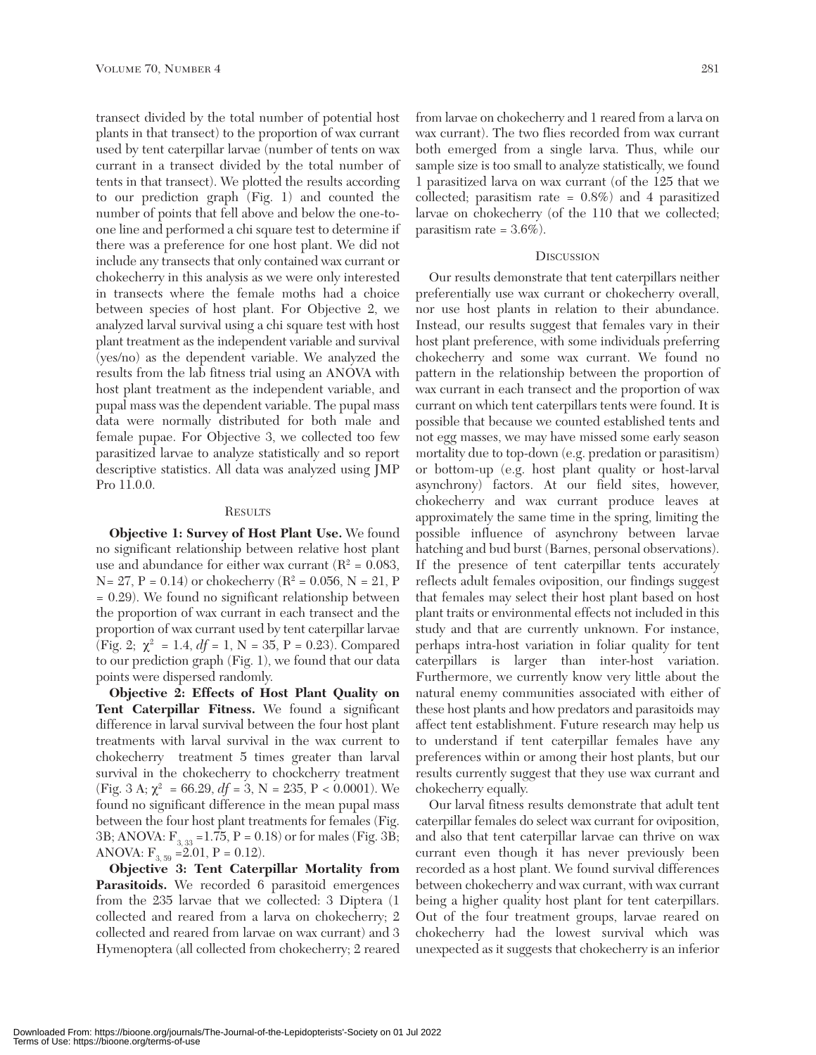transect divided by the total number of potential host plants in that transect) to the proportion of wax currant used by tent caterpillar larvae (number of tents on wax currant in a transect divided by the total number of tents in that transect). We plotted the results according to our prediction graph (Fig. 1) and counted the number of points that fell above and below the one-to-one line and performed a chi square test to determine if there was a preference for one host plant. We did not include any transects that only contained wax currant or chokecherry in this analysis as we were only interested in transects where the female moths had a choice between species of host plant. For Objective 2, we analyzed larval survival using a chi square test with host plant treatment as the independent variable and survival (yes/no) as the dependent variable. We analyzed the results from the lab fitness trial using an ANOVA with host plant treatment as the independent variable, and pupal mass was the dependent variable. The pupal mass data were normally distributed for both male and female pupae. For Objective 3, we collected too few parasitized larvae to analyze statistically and so report descriptive statistics. All data was analyzed using JMP Pro 11.0.0.

## Results

**Objective 1: Survey of Host Plant Use.** We found no significant relationship between relative host plant use and abundance for either wax currant ($R^2$ = 0.083, N= 27, P = 0.14) or chokecherry ($R^2$ = 0.056, N = 21, P = 0.29). We found no significant relationship between the proportion of wax currant in each transect and the proportion of wax currant used by tent caterpillar larvae (Fig. 2; $\chi^2$ = 1.4, *df* = 1, N = 35, P = 0.23). Compared to our prediction graph (Fig. 1), we found that our data points were dispersed randomly.

**Objective 2: Effects of Host Plant Quality on Tent Caterpillar Fitness.** We found a significant difference in larval survival between the four host plant treatments with larval survival in the wax current to chokecherry treatment 5 times greater than larval survival in the chokecherry to chockcherry treatment (Fig. 3 A; $\chi^2$ = 66.29, *df* = 3, N = 235, P < 0.0001). We found no significant difference in the mean pupal mass between the four host plant treatments for females (Fig. 3B; ANOVA: $F_{3, 33}$ =1.75, P = 0.18) or for males (Fig. 3B; ANOVA: $F_{3, 59}$ =2.01, P = 0.12).

**Objective 3: Tent Caterpillar Mortality from Parasitoids.** We recorded 6 parasitoid emergences from the 235 larvae that we collected: 3 Diptera (1 collected and reared from a larva on chokecherry; 2 collected and reared from larvae on wax currant) and 3 Hymenoptera (all collected from chokecherry; 2 reared from larvae on chokecherry and 1 reared from a larva on wax currant). The two flies recorded from wax currant both emerged from a single larva. Thus, while our sample size is too small to analyze statistically, we found 1 parasitized larva on wax currant (of the 125 that we collected; parasitism rate = 0.8%) and 4 parasitized larvae on chokecherry (of the 110 that we collected; parasitism rate = 3.6%).

## Discussion

Our results demonstrate that tent caterpillars neither preferentially use wax currant or chokecherry overall, nor use host plants in relation to their abundance. Instead, our results suggest that females vary in their host plant preference, with some individuals preferring chokecherry and some wax currant. We found no pattern in the relationship between the proportion of wax currant in each transect and the proportion of wax currant on which tent caterpillars tents were found. It is possible that because we counted established tents and not egg masses, we may have missed some early season mortality due to top-down (e.g. predation or parasitism) or bottom-up (e.g. host plant quality or host-larval asynchrony) factors. At our field sites, however, chokecherry and wax currant produce leaves at approximately the same time in the spring, limiting the possible influence of asynchrony between larvae hatching and bud burst (Barnes, personal observations). If the presence of tent caterpillar tents accurately reflects adult females oviposition, our findings suggest that females may select their host plant based on host plant traits or environmental effects not included in this study and that are currently unknown. For instance, perhaps intra-host variation in foliar quality for tent caterpillars is larger than inter-host variation. Furthermore, we currently know very little about the natural enemy communities associated with either of these host plants and how predators and parasitoids may affect tent establishment. Future research may help us to understand if tent caterpillar females have any preferences within or among their host plants, but our results currently suggest that they use wax currant and chokecherry equally.

Our larval fitness results demonstrate that adult tent caterpillar females do select wax currant for oviposition, and also that tent caterpillar larvae can thrive on wax currant even though it has never previously been recorded as a host plant. We found survival differences between chokecherry and wax currant, with wax currant being a higher quality host plant for tent caterpillars. Out of the four treatment groups, larvae reared on chokecherry had the lowest survival which was unexpected as it suggests that chokecherry is an inferior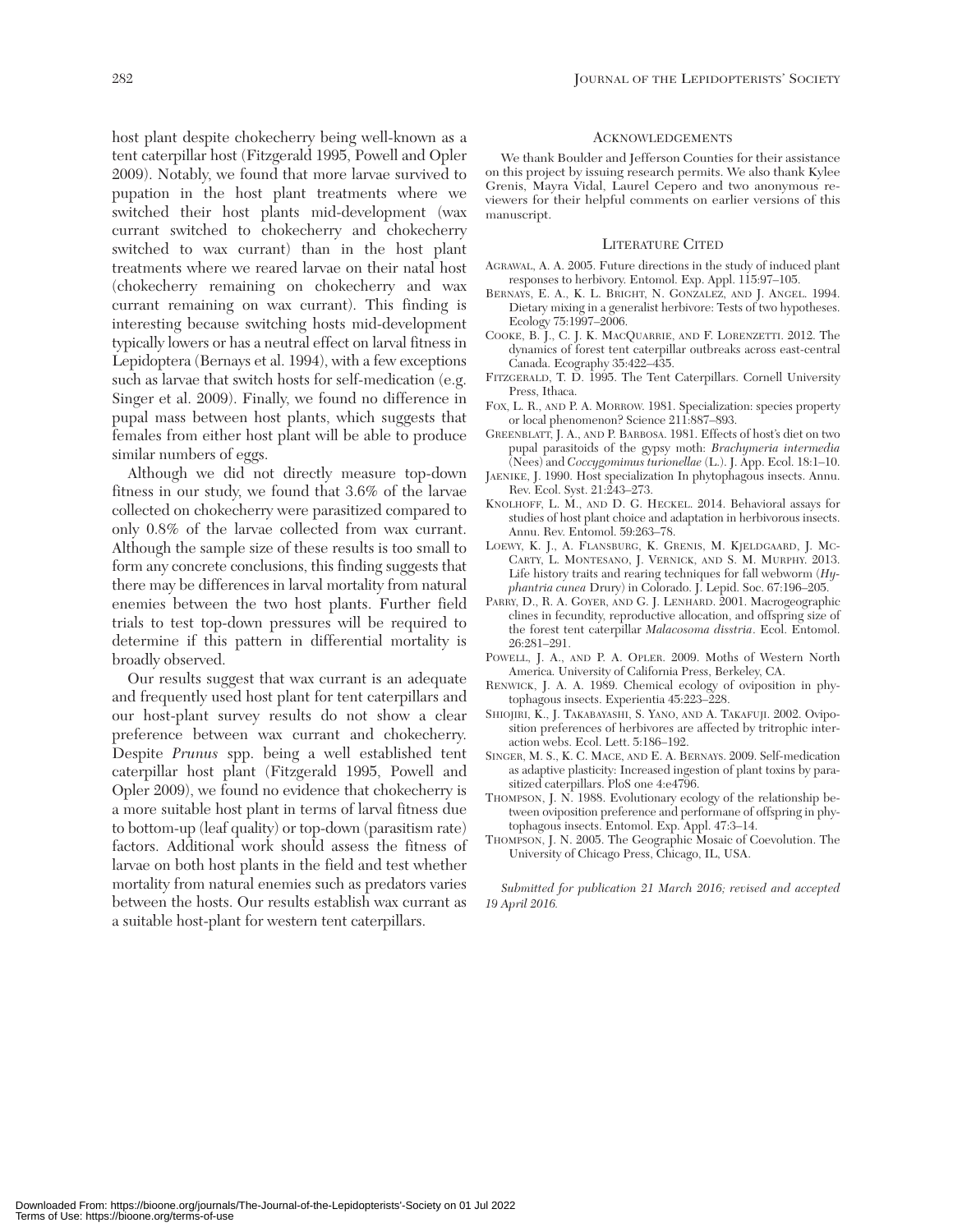host plant despite chokecherry being well-known as a tent caterpillar host (Fitzgerald 1995, Powell and Opler 2009). Notably, we found that more larvae survived to pupation in the host plant treatments where we switched their host plants mid-development (wax currant switched to chokecherry and chokecherry switched to wax currant) than in the host plant treatments where we reared larvae on their natal host (chokecherry remaining on chokecherry and wax currant remaining on wax currant). This finding is interesting because switching hosts mid-development typically lowers or has a neutral effect on larval fitness in Lepidoptera (Bernays et al. 1994), with a few exceptions such as larvae that switch hosts for self-medication (e.g. Singer et al. 2009). Finally, we found no difference in pupal mass between host plants, which suggests that females from either host plant will be able to produce similar numbers of eggs.

Although we did not directly measure top-down fitness in our study, we found that 3.6% of the larvae collected on chokecherry were parasitized compared to only 0.8% of the larvae collected from wax currant. Although the sample size of these results is too small to form any concrete conclusions, this finding suggests that there may be differences in larval mortality from natural enemies between the two host plants. Further field trials to test top-down pressures will be required to determine if this pattern in differential mortality is broadly observed.

Our results suggest that wax currant is an adequate and frequently used host plant for tent caterpillars and our host-plant survey results do not show a clear preference between wax currant and chokecherry. Despite *Prunus* spp. being a well established tent caterpillar host plant (Fitzgerald 1995, Powell and Opler 2009), we found no evidence that chokecherry is a more suitable host plant in terms of larval fitness due to bottom-up (leaf quality) or top-down (parasitism rate) factors. Additional work should assess the fitness of larvae on both host plants in the field and test whether mortality from natural enemies such as predators varies between the hosts. Our results establish wax currant as a suitable host-plant for western tent caterpillars.

## Acknowledgements

We thank Boulder and Jefferson Counties for their assistance on this project by issuing research permits. We also thank Kylee Grenis, Mayra Vidal, Laurel Cepero and two anonymous reviewers for their helpful comments on earlier versions of this manuscript.

## Literature Cited

Agrawal, A. A. 2005. Future directions in the study of induced plant responses to herbivory. Entomol. Exp. Appl. 115:97–105.

Bernays, E. A., K. L. Bright, N. Gonzalez, and J. Angel. 1994. Dietary mixing in a generalist herbivore: Tests of two hypotheses. Ecology 75:1997–2006.

Cooke, B. J., C. J. K. MacQuarrie, and F. Lorenzetti. 2012. The dynamics of forest tent caterpillar outbreaks across east-central Canada. Ecography 35:422–435.

Fitzgerald, T. D. 1995. The Tent Caterpillars. Cornell University Press, Ithaca.

Fox, L. R., and P. A. Morrow. 1981. Specialization: species property or local phenomenon? Science 211:887–893.

Greenblatt, J. A., and P. Barbosa. 1981. Effects of host's diet on two pupal parasitoids of the gypsy moth: *Brachymeria intermedia* (Nees) and *Coccygomimus turionellae* (L.). J. App. Ecol. 18:1–10.

Jaenike, J. 1990. Host specialization In phytophagous insects. Annu. Rev. Ecol. Syst. 21:243–273.

Knolhoff, L. M., and D. G. Heckel. 2014. Behavioral assays for studies of host plant choice and adaptation in herbivorous insects. Annu. Rev. Entomol. 59:263–78.

Loewy, K. J., A. Flansburg, K. Grenis, M. Kjeldgaard, J. McCarty, L. Montesano, J. Vernick, and S. M. Murphy. 2013. Life history traits and rearing techniques for fall webworm (*Hyphantria cunea* Drury) in Colorado. J. Lepid. Soc. 67:196–205.

Parry, D., R. A. Goyer, and G. J. Lenhard. 2001. Macrogeographic clines in fecundity, reproductive allocation, and offspring size of the forest tent caterpillar *Malacosoma disstria*. Ecol. Entomol. 26:281–291.

Powell, J. A., and P. A. Opler. 2009. Moths of Western North America. University of California Press, Berkeley, CA.

Renwick, J. A. A. 1989. Chemical ecology of oviposition in phytophagous insects. Experientia 45:223–228.

Shiojiri, K., J. Takabayashi, S. Yano, and A. Takafuji. 2002. Oviposition preferences of herbivores are affected by tritrophic interaction webs. Ecol. Lett. 5:186–192.

Singer, M. S., K. C. Mace, and E. A. Bernays. 2009. Self-medication as adaptive plasticity: Increased ingestion of plant toxins by parasitized caterpillars. PloS one 4:e4796.

Thompson, J. N. 1988. Evolutionary ecology of the relationship between oviposition preference and performane of offspring in phytophagous insects. Entomol. Exp. Appl. 47:3–14.

Thompson, J. N. 2005. The Geographic Mosaic of Coevolution. The University of Chicago Press, Chicago, IL, USA.

*Submitted for publication 21 March 2016; revised and accepted 19 April 2016.*